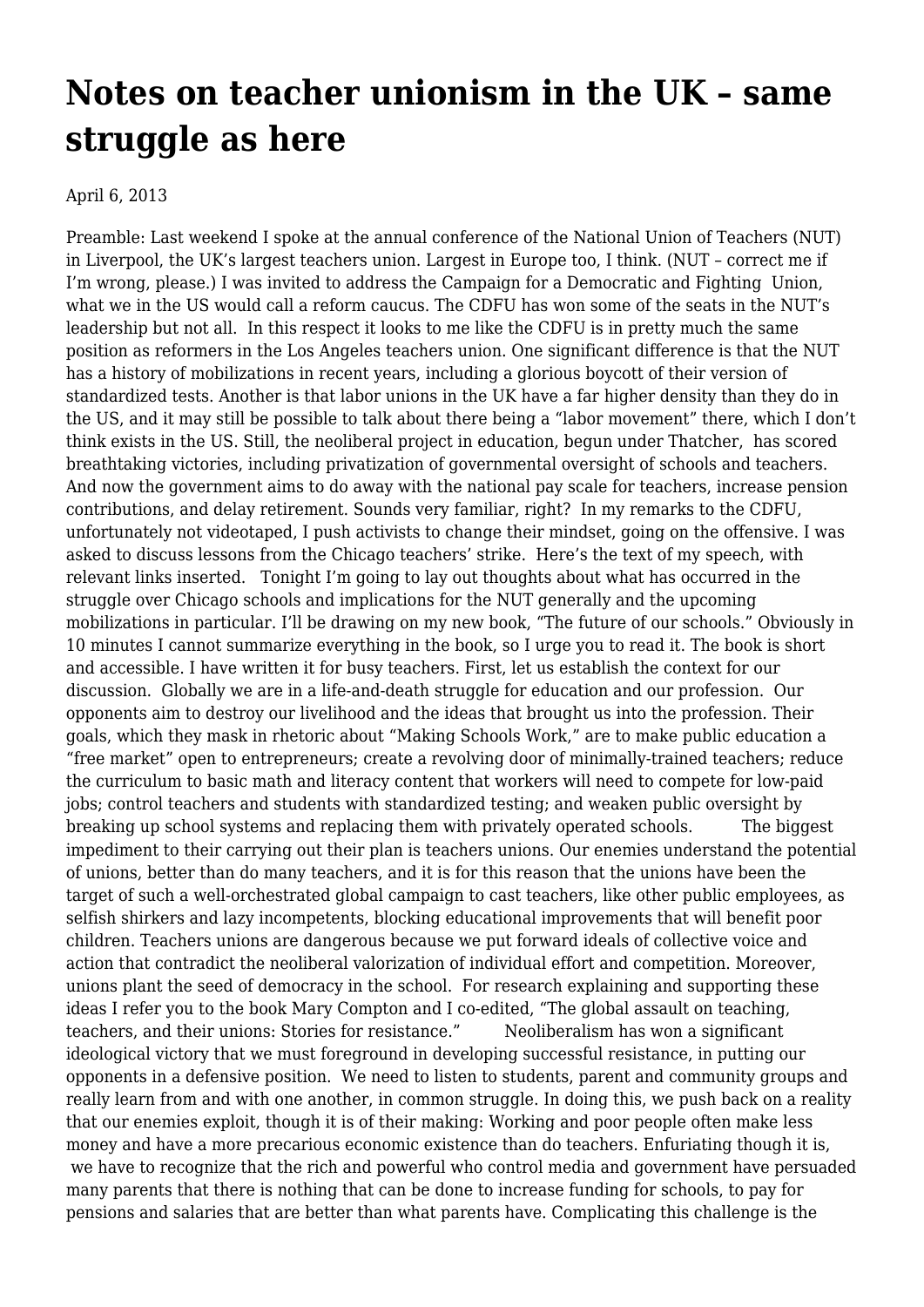# Notes on teacher unionism in the UK – same struggle as here

April 6, 2013

Preamble: Last weekend I spoke at the annual conference of the National Union of Teachers (NUT) in Liverpool, the UK's largest teachers union. Largest in Europe too, I think. (NUT – correct me if I'm wrong, please.) I was invited to address the Campaign for a Democratic and Fighting Union, what we in the US would call a reform caucus. The CDFU has won some of the seats in the NUT's leadership but not all. In this respect it looks to me like the CDFU is in pretty much the same position as reformers in the Los Angeles teachers union. One significant difference is that the NUT has a history of mobilizations in recent years, including a glorious boycott of their version of standardized tests. Another is that labor unions in the UK have a far higher density than they do in the US, and it may still be possible to talk about there being a "labor movement" there, which I don't think exists in the US. Still, the neoliberal project in education, begun under Thatcher, has scored breathtaking victories, including privatization of governmental oversight of schools and teachers. And now the government aims to do away with the national pay scale for teachers, increase pension contributions, and delay retirement. Sounds very familiar, right? In my remarks to the CDFU, unfortunately not videotaped, I push activists to change their mindset, going on the offensive. I was asked to discuss lessons from the Chicago teachers' strike. Here's the text of my speech, with relevant links inserted. Tonight I'm going to lay out thoughts about what has occurred in the struggle over Chicago schools and implications for the NUT generally and the upcoming mobilizations in particular. I'll be drawing on my new book, "The future of our schools." Obviously in 10 minutes I cannot summarize everything in the book, so I urge you to read it. The book is short and accessible. I have written it for busy teachers. First, let us establish the context for our discussion. Globally we are in a life-and-death struggle for education and our profession. Our opponents aim to destroy our livelihood and the ideas that brought us into the profession. Their goals, which they mask in rhetoric about "Making Schools Work," are to make public education a "free market" open to entrepreneurs; create a revolving door of minimally-trained teachers; reduce the curriculum to basic math and literacy content that workers will need to compete for low-paid jobs; control teachers and students with standardized testing; and weaken public oversight by breaking up school systems and replacing them with privately operated schools. The biggest impediment to their carrying out their plan is teachers unions. Our enemies understand the potential of unions, better than do many teachers, and it is for this reason that the unions have been the target of such a well-orchestrated global campaign to cast teachers, like other public employees, as selfish shirkers and lazy incompetents, blocking educational improvements that will benefit poor children. Teachers unions are dangerous because we put forward ideals of collective voice and action that contradict the neoliberal valorization of individual effort and competition. Moreover, unions plant the seed of democracy in the school. For research explaining and supporting these ideas I refer you to the book Mary Compton and I co-edited, "The global assault on teaching, teachers, and their unions: Stories for resistance." Neoliberalism has won a significant ideological victory that we must foreground in developing successful resistance, in putting our opponents in a defensive position. We need to listen to students, parent and community groups and really learn from and with one another, in common struggle. In doing this, we push back on a reality that our enemies exploit, though it is of their making: Working and poor people often make less money and have a more precarious economic existence than do teachers. Enfuriating though it is, we have to recognize that the rich and powerful who control media and government have persuaded many parents that there is nothing that can be done to increase funding for schools, to pay for pensions and salaries that are better than what parents have. Complicating this challenge is the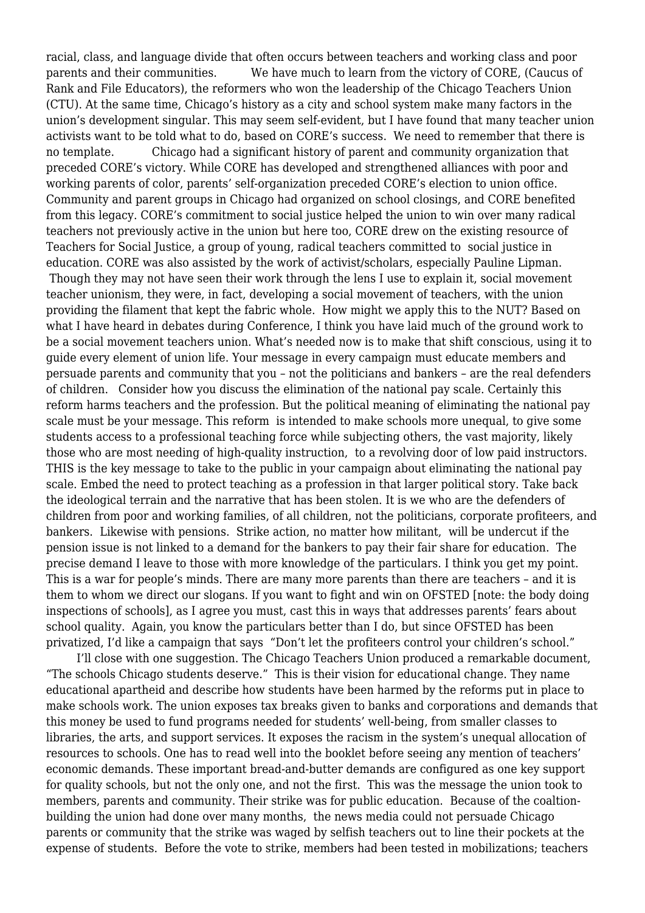racial, class, and language divide that often occurs between teachers and working class and poor parents and their communities.

We have much to learn from the victory of CORE, (Caucus of Rank and File Educators), the reformers who won the leadership of the Chicago Teachers Union (CTU). At the same time, Chicago's history as a city and school system make many factors in the union's development singular. This may seem self-evident, but I have found that many teacher union activists want to be told what to do, based on CORE's success. We need to remember that there is no template.

Chicago had a significant history of parent and community organization that preceded CORE's victory. While CORE has developed and strengthened alliances with poor and working parents of color, parents' self-organization preceded CORE's election to union office. Community and parent groups in Chicago had organized on school closings, and CORE benefited from this legacy. CORE's commitment to social justice helped the union to win over many radical teachers not previously active in the union but here too, CORE drew on the existing resource of Teachers for Social Justice, a group of young, radical teachers committed to social justice in education. CORE was also assisted by the work of activist/scholars, especially Pauline Lipman. Though they may not have seen their work through the lens I use to explain it, social movement teacher unionism, they were, in fact, developing a social movement of teachers, with the union providing the filament that kept the fabric whole. How might we apply this to the NUT? Based on what I have heard in debates during Conference, I think you have laid much of the ground work to be a social movement teachers union. What's needed now is to make that shift conscious, using it to guide every element of union life. Your message in every campaign must educate members and persuade parents and community that you – not the politicians and bankers – are the real defenders of children. Consider how you discuss the elimination of the national pay scale. Certainly this reform harms teachers and the profession. But the political meaning of eliminating the national pay scale must be your message. This reform is intended to make schools more unequal, to give some students access to a professional teaching force while subjecting others, the vast majority, likely those who are most needing of high-quality instruction, to a revolving door of low paid instructors. THIS is the key message to take to the public in your campaign about eliminating the national pay scale. Embed the need to protect teaching as a profession in that larger political story. Take back the ideological terrain and the narrative that has been stolen. It is we who are the defenders of children from poor and working families, of all children, not the politicians, corporate profiteers, and bankers. Likewise with pensions. Strike action, no matter how militant, will be undercut if the pension issue is not linked to a demand for the bankers to pay their fair share for education. The precise demand I leave to those with more knowledge of the particulars. I think you get my point. This is a war for people's minds. There are many more parents than there are teachers – and it is them to whom we direct our slogans. If you want to fight and win on OFSTED [note: the body doing inspections of schools], as I agree you must, cast this in ways that addresses parents' fears about school quality. Again, you know the particulars better than I do, but since OFSTED has been privatized, I'd like a campaign that says "Don't let the profiteers control your children's school."

I'll close with one suggestion. The Chicago Teachers Union produced a remarkable document, "The schools Chicago students deserve." This is their vision for educational change. They name educational apartheid and describe how students have been harmed by the reforms put in place to make schools work. The union exposes tax breaks given to banks and corporations and demands that this money be used to fund programs needed for students' well-being, from smaller classes to libraries, the arts, and support services. It exposes the racism in the system's unequal allocation of resources to schools. One has to read well into the booklet before seeing any mention of teachers' economic demands. These important bread-and-butter demands are configured as one key support for quality schools, but not the only one, and not the first. This was the message the union took to members, parents and community. Their strike was for public education. Because of the coaltion-building the union had done over many months, the news media could not persuade Chicago parents or community that the strike was waged by selfish teachers out to line their pockets at the expense of students. Before the vote to strike, members had been tested in mobilizations; teachers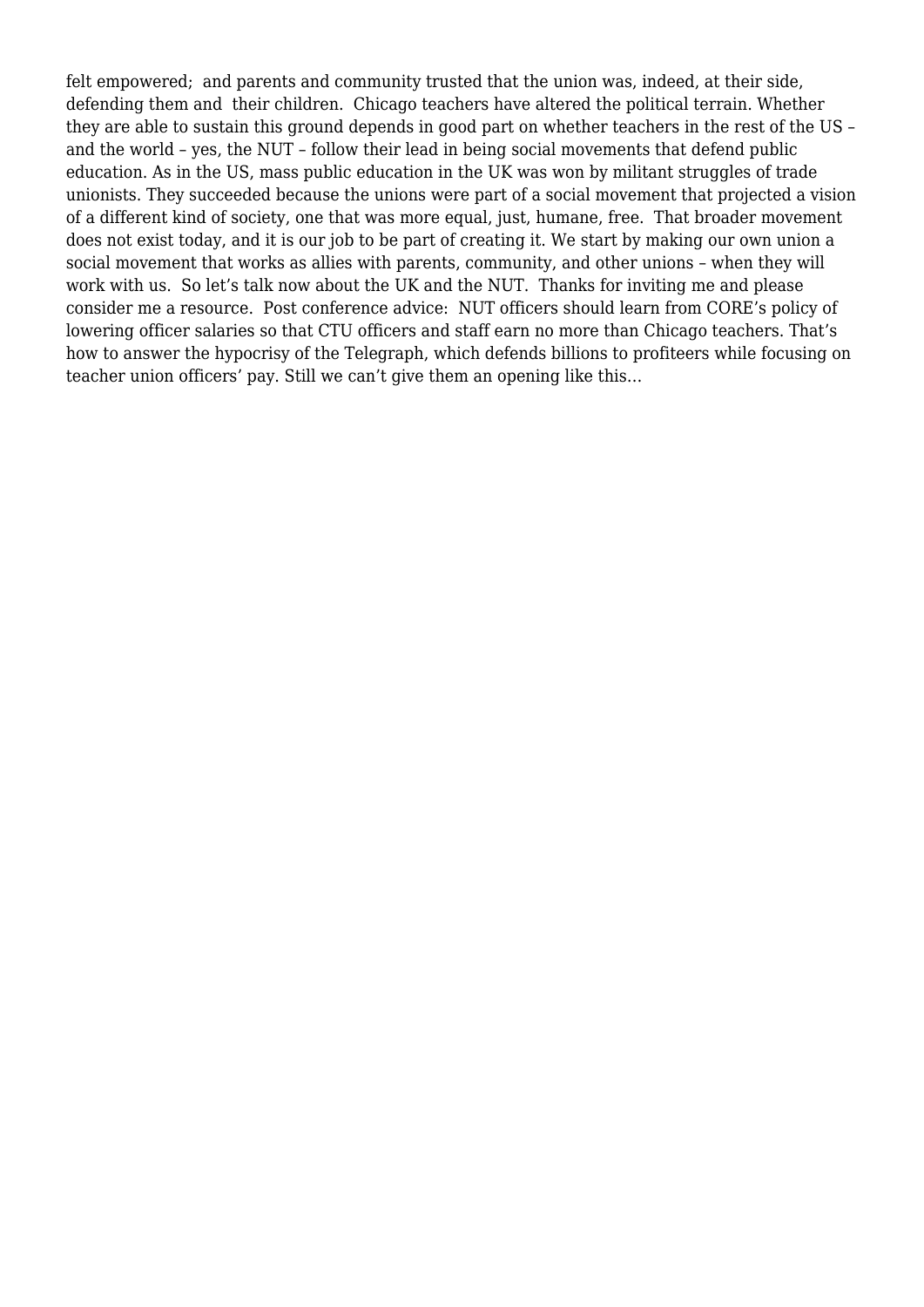felt empowered; and parents and community trusted that the union was, indeed, at their side, defending them and their children. Chicago teachers have altered the political terrain. Whether they are able to sustain this ground depends in good part on whether teachers in the rest of the US – and the world – yes, the NUT – follow their lead in being social movements that defend public education. As in the US, mass public education in the UK was won by militant struggles of trade unionists. They succeeded because the unions were part of a social movement that projected a vision of a different kind of society, one that was more equal, just, humane, free. That broader movement does not exist today, and it is our job to be part of creating it. We start by making our own union a social movement that works as allies with parents, community, and other unions – when they will work with us. So let's talk now about the UK and the NUT. Thanks for inviting me and please consider me a resource. Post conference advice: NUT officers should learn from CORE's policy of lowering officer salaries so that CTU officers and staff earn no more than Chicago teachers. That's how to answer the hypocrisy of the Telegraph, which defends billions to profiteers while focusing on teacher union officers' pay. Still we can't give them an opening like this…